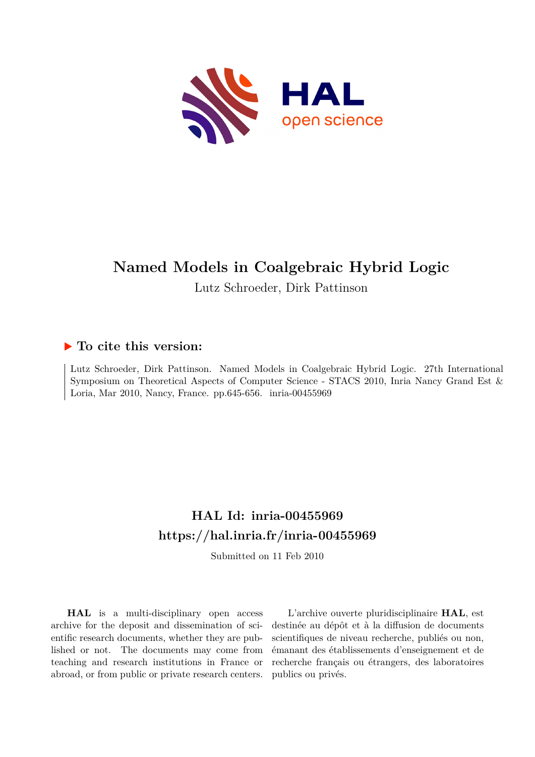# Named Models in Coalgebraic Hybrid Logic

Lutz Schroeder, Dirk Pattinson

## ▶ To cite this version:

Lutz Schroeder, Dirk Pattinson. Named Models in Coalgebraic Hybrid Logic. 27th International Symposium on Theoretical Aspects of Computer Science - STACS 2010, Inria Nancy Grand Est & Loria, Mar 2010, Nancy, France. pp.645-656. inria-00455969

## HAL Id: inria-00455969

## https://hal.inria.fr/inria-00455969

Submitted on 11 Feb 2010

**HAL** is a multi-disciplinary open access archive for the deposit and dissemination of scientific research documents, whether they are published or not. The documents may come from teaching and research institutions in France or abroad, or from public or private research centers.

L'archive ouverte pluridisciplinaire **HAL**, est destinée au dépôt et à la diffusion de documents scientifiques de niveau recherche, publiés ou non, émanant des établissements d'enseignement et de recherche français ou étrangers, des laboratoires publics ou privés.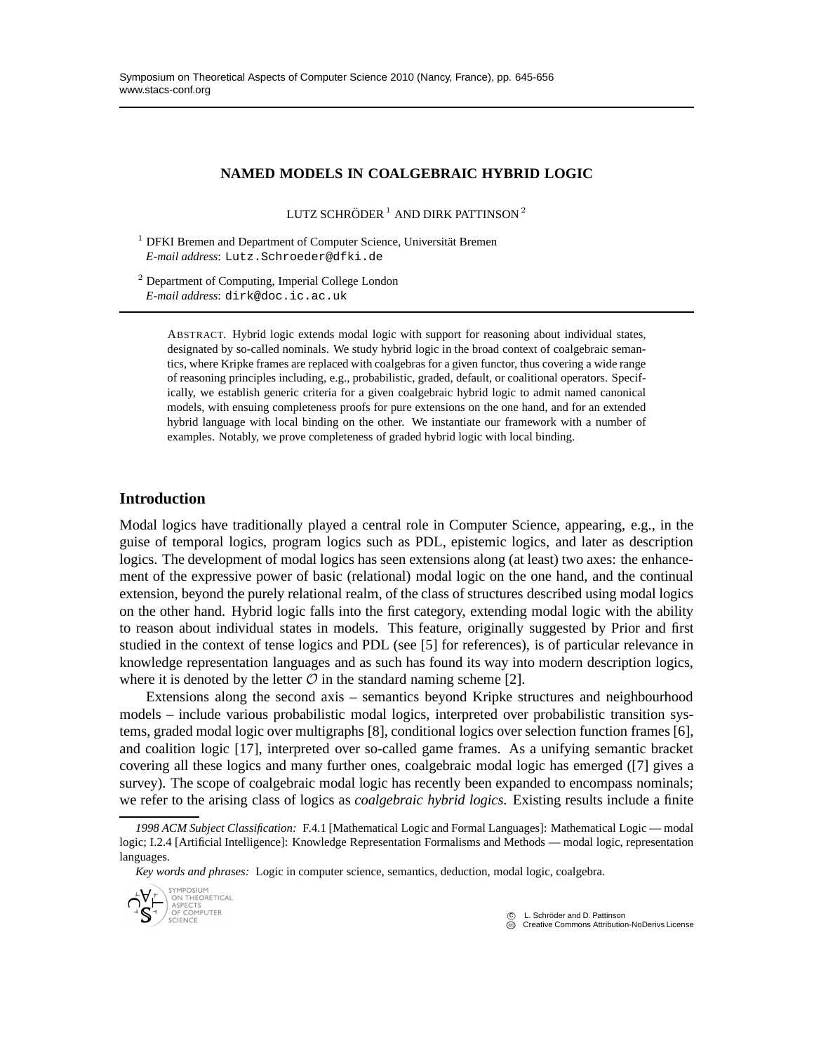# NAMED MODELS IN COALGEBRAIC HYBRID LOGIC

LUTZ SCHRÖDER [1] AND DIRK PATTINSON [2]

[1] DFKI Bremen and Department of Computer Science, Universität Bremen
*E-mail address*: `Lutz.Schroeder@dfki.de`

[2] Department of Computing, Imperial College London
*E-mail address*: `dirk@doc.ic.ac.uk`

ABSTRACT. Hybrid logic extends modal logic with support for reasoning about individual states, designated by so-called nominals. We study hybrid logic in the broad context of coalgebraic semantics, where Kripke frames are replaced with coalgebras for a given functor, thus covering a wide range of reasoning principles including, e.g., probabilistic, graded, default, or coalitional operators. Specifically, we establish generic criteria for a given coalgebraic hybrid logic to admit named canonical models, with ensuing completeness proofs for pure extensions on the one hand, and for an extended hybrid language with local binding on the other. We instantiate our framework with a number of examples. Notably, we prove completeness of graded hybrid logic with local binding.

## Introduction

Modal logics have traditionally played a central role in Computer Science, appearing, e.g., in the guise of temporal logics, program logics such as PDL, epistemic logics, and later as description logics. The development of modal logics has seen extensions along (at least) two axes: the enhancement of the expressive power of basic (relational) modal logic on the one hand, and the continual extension, beyond the purely relational realm, of the class of structures described using modal logics on the other hand. Hybrid logic falls into the first category, extending modal logic with the ability to reason about individual states in models. This feature, originally suggested by Prior and first studied in the context of tense logics and PDL (see [5] for references), is of particular relevance in knowledge representation languages and as such has found its way into modern description logics, where it is denoted by the letter $\mathcal{O}$ in the standard naming scheme [2].

Extensions along the second axis – semantics beyond Kripke structures and neighbourhood models – include various probabilistic modal logics, interpreted over probabilistic transition systems, graded modal logic over multigraphs [8], conditional logics over selection function frames [6], and coalition logic [17], interpreted over so-called game frames. As a unifying semantic bracket covering all these logics and many further ones, coalgebraic modal logic has emerged ([7] gives a survey). The scope of coalgebraic modal logic has recently been expanded to encompass nominals; we refer to the arising class of logics as *coalgebraic hybrid logics*. Existing results include a finite

---

*1998 ACM Subject Classification:* F.4.1 [Mathematical Logic and Formal Languages]: Mathematical Logic — modal logic; I.2.4 [Artificial Intelligence]: Knowledge Representation Formalisms and Methods — modal logic, representation languages.

*Key words and phrases:* Logic in computer science, semantics, deduction, modal logic, coalgebra.

© L. Schröder and D. Pattinson
Creative Commons Attribution-NoDerivs License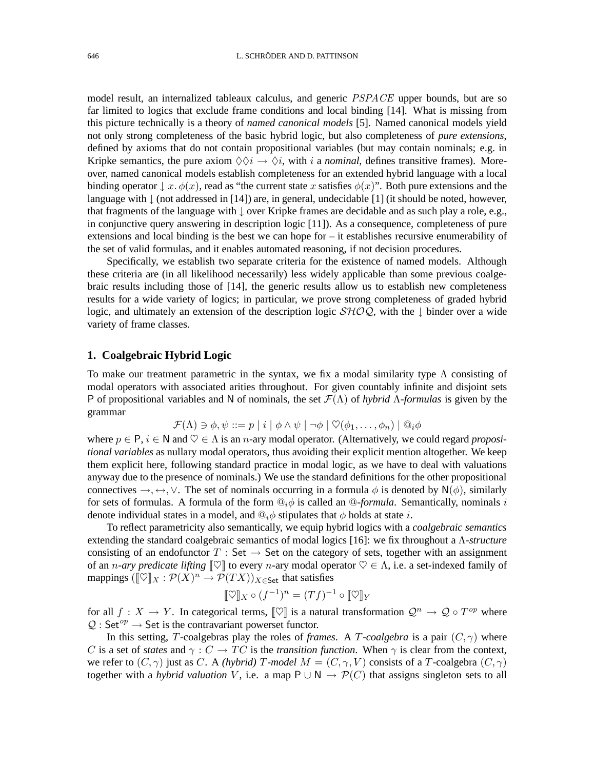model result, an internalized tableaux calculus, and generic $PSPACE$ upper bounds, but are so far limited to logics that exclude frame conditions and local binding [14]. What is missing from this picture technically is a theory of *named canonical models* [5]. Named canonical models yield not only strong completeness of the basic hybrid logic, but also completeness of *pure extensions*, defined by axioms that do not contain propositional variables (but may contain nominals; e.g. in Kripke semantics, the pure axiom $\Diamond\Diamond i \to \Diamond i$, with $i$ a *nominal*, defines transitive frames). Moreover, named canonical models establish completeness for an extended hybrid language with a local binding operator $\downarrow x.\, \phi(x)$, read as "the current state $x$ satisfies $\phi(x)$". Both pure extensions and the language with $\downarrow$ (not addressed in [14]) are, in general, undecidable [1] (it should be noted, however, that fragments of the language with $\downarrow$ over Kripke frames are decidable and as such play a role, e.g., in conjunctive query answering in description logic [11]). As a consequence, completeness of pure extensions and local binding is the best we can hope for – it establishes recursive enumerability of the set of valid formulas, and it enables automated reasoning, if not decision procedures.

Specifically, we establish two separate criteria for the existence of named models. Although these criteria are (in all likelihood necessarily) less widely applicable than some previous coalgebraic results including those of [14], the generic results allow us to establish new completeness results for a wide variety of logics; in particular, we prove strong completeness of graded hybrid logic, and ultimately an extension of the description logic $\mathcal{SHOQ}$, with the $\downarrow$ binder over a wide variety of frame classes.

## 1. Coalgebraic Hybrid Logic

To make our treatment parametric in the syntax, we fix a modal similarity type $\Lambda$ consisting of modal operators with associated arities throughout. For given countably infinite and disjoint sets $\mathsf{P}$ of propositional variables and $\mathsf{N}$ of nominals, the set $\mathcal{F}(\Lambda)$ of *hybrid* $\Lambda$*-formulas* is given by the grammar

$$\mathcal{F}(\Lambda) \ni \phi, \psi ::= p \mid i \mid \phi \wedge \psi \mid \neg\phi \mid \heartsuit(\phi_1, \dots, \phi_n) \mid @_i\phi$$

where $p \in \mathsf{P}$, $i \in \mathsf{N}$ and $\heartsuit \in \Lambda$ is an $n$-ary modal operator. (Alternatively, we could regard *propositional variables* as nullary modal operators, thus avoiding their explicit mention altogether. We keep them explicit here, following standard practice in modal logic, as we have to deal with valuations anyway due to the presence of nominals.) We use the standard definitions for the other propositional connectives $\to, \leftrightarrow, \vee$. The set of nominals occurring in a formula $\phi$ is denoted by $\mathsf{N}(\phi)$, similarly for sets of formulas. A formula of the form $@_i\phi$ is called an *@-formula*. Semantically, nominals $i$ denote individual states in a model, and $@_i\phi$ stipulates that $\phi$ holds at state $i$.

To reflect parametricity also semantically, we equip hybrid logics with a *coalgebraic semantics* extending the standard coalgebraic semantics of modal logics [16]: we fix throughout a $\Lambda$*-structure* consisting of an endofunctor $T : \mathsf{Set} \to \mathsf{Set}$ on the category of sets, together with an assignment of an $n$*-ary predicate lifting* $[\![\heartsuit]\!]$ to every $n$-ary modal operator $\heartsuit \in \Lambda$, i.e. a set-indexed family of mappings $([\![\heartsuit]\!]_X : \mathcal{P}(X)^n \to \mathcal{P}(TX))_{X \in \mathsf{Set}}$ that satisfies

$$[\![\heartsuit]\!]_X \circ (f^{-1})^n = (Tf)^{-1} \circ [\![\heartsuit]\!]_Y$$

for all $f : X \to Y$. In categorical terms, $[\![\heartsuit]\!]$ is a natural transformation $\mathcal{Q}^n \to \mathcal{Q} \circ T^{op}$ where $\mathcal{Q} : \mathsf{Set}^{op} \to \mathsf{Set}$ is the contravariant powerset functor.

In this setting, $T$-coalgebras play the roles of *frames*. A $T$*-coalgebra* is a pair $(C, \gamma)$ where $C$ is a set of *states* and $\gamma : C \to TC$ is the *transition function*. When $\gamma$ is clear from the context, we refer to $(C, \gamma)$ just as $C$. A *(hybrid)* $T$*-model* $M = (C, \gamma, V)$ consists of a $T$-coalgebra $(C, \gamma)$ together with a *hybrid valuation* $V$, i.e. a map $\mathsf{P} \cup \mathsf{N} \to \mathcal{P}(C)$ that assigns singleton sets to all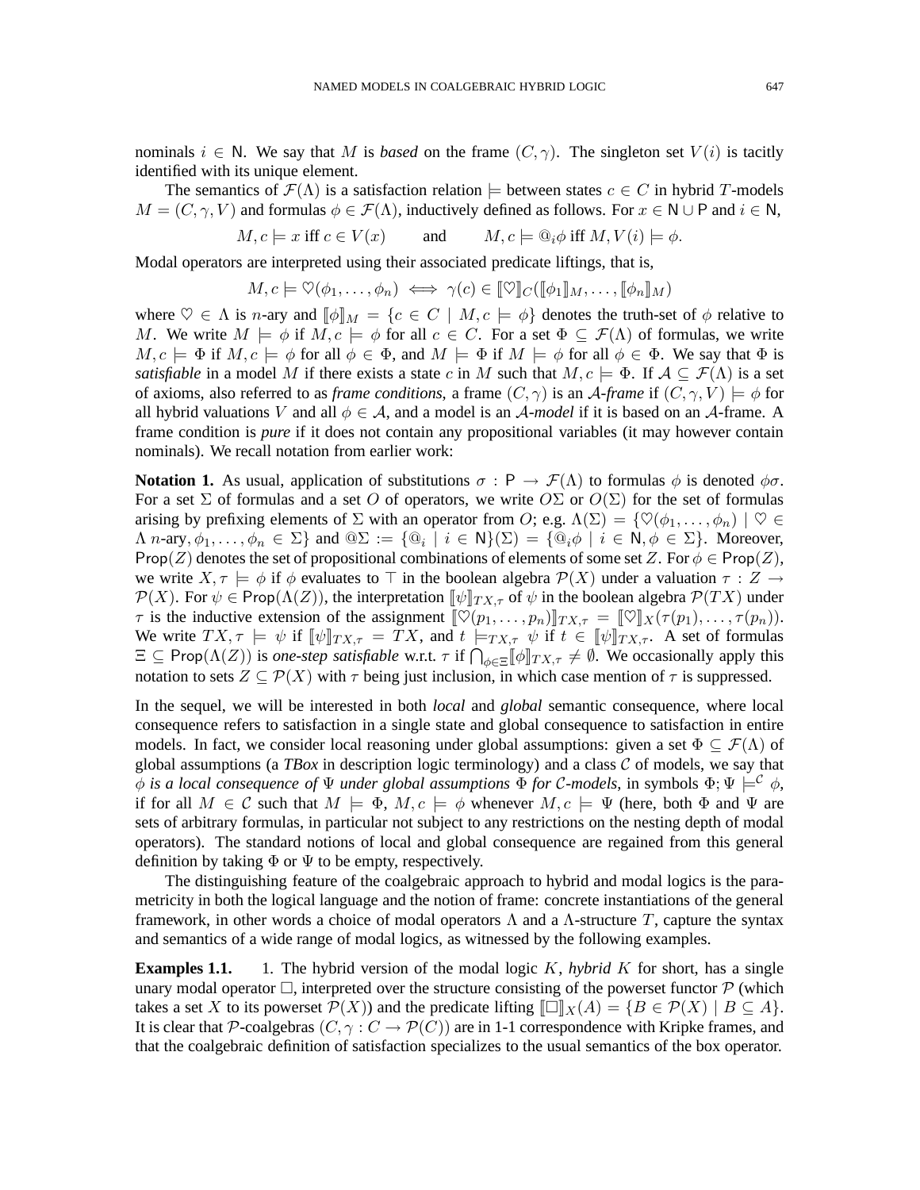nominals $i \in \mathsf{N}$. We say that $M$ is *based* on the frame $(C, \gamma)$. The singleton set $V(i)$ is tacitly identified with its unique element.

The semantics of $\mathcal{F}(\Lambda)$ is a satisfaction relation $\models$ between states $c \in C$ in hybrid $T$-models $M = (C, \gamma, V)$ and formulas $\phi \in \mathcal{F}(\Lambda)$, inductively defined as follows. For $x \in \mathsf{N} \cup \mathsf{P}$ and $i \in \mathsf{N}$,

$$M, c \models x \text{ iff } c \in V(x) \qquad \text{and} \qquad M, c \models @_i \phi \text{ iff } M, V(i) \models \phi.$$

Modal operators are interpreted using their associated predicate liftings, that is,

$$M, c \models \heartsuit(\phi_1, \dots, \phi_n) \iff \gamma(c) \in [\![\heartsuit]\!]_C([\![\phi_1]\!]_M, \dots, [\![\phi_n]\!]_M)$$

where $\heartsuit \in \Lambda$ is $n$-ary and $[\![\phi]\!]_M = \{c \in C \mid M, c \models \phi\}$ denotes the truth-set of $\phi$ relative to $M$. We write $M \models \phi$ if $M, c \models \phi$ for all $c \in C$. For a set $\Phi \subseteq \mathcal{F}(\Lambda)$ of formulas, we write $M, c \models \Phi$ if $M, c \models \phi$ for all $\phi \in \Phi$, and $M \models \Phi$ if $M \models \phi$ for all $\phi \in \Phi$. We say that $\Phi$ is *satisfiable* in a model $M$ if there exists a state $c$ in $M$ such that $M, c \models \Phi$. If $\mathcal{A} \subseteq \mathcal{F}(\Lambda)$ is a set of axioms, also referred to as *frame conditions*, a frame $(C, \gamma)$ is an $\mathcal{A}$*-frame* if $(C, \gamma, V) \models \phi$ for all hybrid valuations $V$ and all $\phi \in \mathcal{A}$, and a model is an $\mathcal{A}$*-model* if it is based on an $\mathcal{A}$-frame. A frame condition is *pure* if it does not contain any propositional variables (it may however contain nominals). We recall notation from earlier work:

**Notation 1.** As usual, application of substitutions $\sigma : \mathsf{P} \to \mathcal{F}(\Lambda)$ to formulas $\phi$ is denoted $\phi\sigma$. For a set $\Sigma$ of formulas and a set $O$ of operators, we write $O\Sigma$ or $O(\Sigma)$ for the set of formulas arising by prefixing elements of $\Sigma$ with an operator from $O$; e.g. $\Lambda(\Sigma) = \{\heartsuit(\phi_1, \dots, \phi_n) \mid \heartsuit \in \Lambda \text{ } n\text{-ary}, \phi_1, \dots, \phi_n \in \Sigma\}$ and $@\Sigma := \{@_i \mid i \in \mathsf{N}\}(\Sigma) = \{@_i\phi \mid i \in \mathsf{N}, \phi \in \Sigma\}$. Moreover, $\mathsf{Prop}(Z)$ denotes the set of propositional combinations of elements of some set $Z$. For $\phi \in \mathsf{Prop}(Z)$, we write $X, \tau \models \phi$ if $\phi$ evaluates to $\top$ in the boolean algebra $\mathcal{P}(X)$ under a valuation $\tau : Z \to \mathcal{P}(X)$. For $\psi \in \mathsf{Prop}(\Lambda(Z))$, the interpretation $[\![\psi]\!]_{TX,\tau}$ of $\psi$ in the boolean algebra $\mathcal{P}(TX)$ under $\tau$ is the inductive extension of the assignment $[\![\heartsuit(p_1, \dots, p_n)]\!]_{TX,\tau} = [\![\heartsuit]\!]_X(\tau(p_1), \dots, \tau(p_n))$. We write $TX, \tau \models \psi$ if $[\![\psi]\!]_{TX,\tau} = TX$, and $t \models_{TX,\tau} \psi$ if $t \in [\![\psi]\!]_{TX,\tau}$. A set of formulas $\Xi \subseteq \mathsf{Prop}(\Lambda(Z))$ is *one-step satisfiable* w.r.t. $\tau$ if $\bigcap_{\phi \in \Xi} [\![\phi]\!]_{TX,\tau} \neq \emptyset$. We occasionally apply this notation to sets $Z \subseteq \mathcal{P}(X)$ with $\tau$ being just inclusion, in which case mention of $\tau$ is suppressed.

In the sequel, we will be interested in both *local* and *global* semantic consequence, where local consequence refers to satisfaction in a single state and global consequence to satisfaction in entire models. In fact, we consider local reasoning under global assumptions: given a set $\Phi \subseteq \mathcal{F}(\Lambda)$ of global assumptions (a *TBox* in description logic terminology) and a class $\mathcal{C}$ of models, we say that $\phi$ *is a local consequence of* $\Psi$ *under global assumptions* $\Phi$ *for* $\mathcal{C}$*-models*, in symbols $\Phi; \Psi \models^{\mathcal{C}} \phi$, if for all $M \in \mathcal{C}$ such that $M \models \Phi$, $M, c \models \phi$ whenever $M, c \models \Psi$ (here, both $\Phi$ and $\Psi$ are sets of arbitrary formulas, in particular not subject to any restrictions on the nesting depth of modal operators). The standard notions of local and global consequence are regained from this general definition by taking $\Phi$ or $\Psi$ to be empty, respectively.

The distinguishing feature of the coalgebraic approach to hybrid and modal logics is the parametricity in both the logical language and the notion of frame: concrete instantiations of the general framework, in other words a choice of modal operators $\Lambda$ and a $\Lambda$-structure $T$, capture the syntax and semantics of a wide range of modal logics, as witnessed by the following examples.

**Examples 1.1.** 1. The hybrid version of the modal logic $K$, *hybrid* $K$ for short, has a single unary modal operator $\Box$, interpreted over the structure consisting of the powerset functor $\mathcal{P}$ (which takes a set $X$ to its powerset $\mathcal{P}(X)$) and the predicate lifting $[\![\Box]\!]_X(A) = \{B \in \mathcal{P}(X) \mid B \subseteq A\}$. It is clear that $\mathcal{P}$-coalgebras $(C, \gamma : C \to \mathcal{P}(C))$ are in 1-1 correspondence with Kripke frames, and that the coalgebraic definition of satisfaction specializes to the usual semantics of the box operator.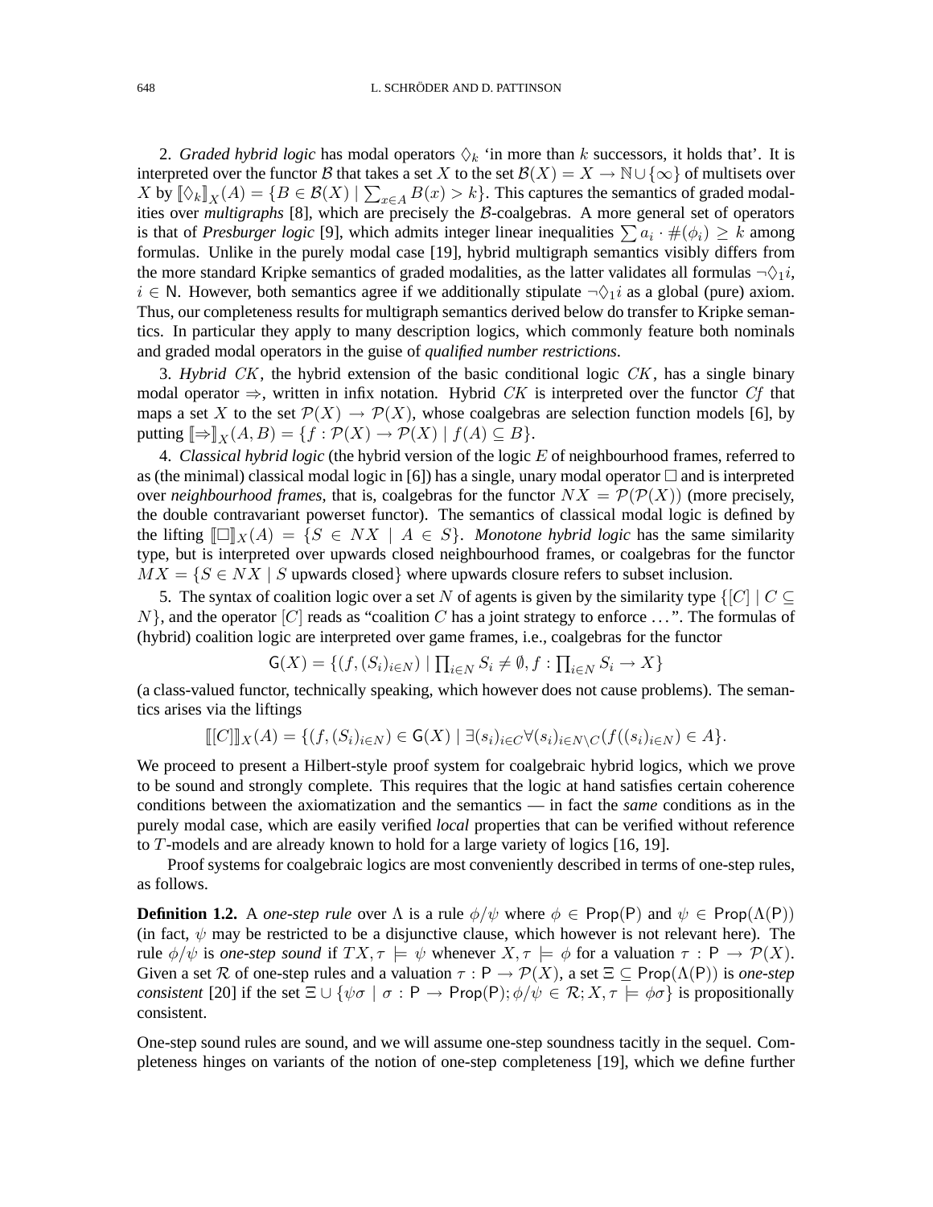2. *Graded hybrid logic* has modal operators $\Diamond_k$ 'in more than $k$ successors, it holds that'. It is interpreted over the functor $\mathcal{B}$ that takes a set $X$ to the set $\mathcal{B}(X) = X \to \mathbb{N} \cup \{\infty\}$ of multisets over $X$ by $[\![\Diamond_k]\!]_X(A) = \{B \in \mathcal{B}(X) \mid \sum_{x \in A} B(x) > k\}$. This captures the semantics of graded modalities over *multigraphs* [8], which are precisely the $\mathcal{B}$-coalgebras. A more general set of operators is that of *Presburger logic* [9], which admits integer linear inequalities $\sum a_i \cdot \#(\phi_i) \geq k$ among formulas. Unlike in the purely modal case [19], hybrid multigraph semantics visibly differs from the more standard Kripke semantics of graded modalities, as the latter validates all formulas $\neg\Diamond_1 i$, $i \in \mathsf{N}$. However, both semantics agree if we additionally stipulate $\neg\Diamond_1 i$ as a global (pure) axiom. Thus, our completeness results for multigraph semantics derived below do transfer to Kripke semantics. In particular they apply to many description logics, which commonly feature both nominals and graded modal operators in the guise of *qualified number restrictions*.

3. *Hybrid $CK$*, the hybrid extension of the basic conditional logic $CK$, has a single binary modal operator $\Rightarrow$, written in infix notation. Hybrid $CK$ is interpreted over the functor $Cf$ that maps a set $X$ to the set $\mathcal{P}(X) \to \mathcal{P}(X)$, whose coalgebras are selection function models [6], by putting $[\![\Rightarrow]\!]_X(A, B) = \{f : \mathcal{P}(X) \to \mathcal{P}(X) \mid f(A) \subseteq B\}$.

4. *Classical hybrid logic* (the hybrid version of the logic $E$ of neighbourhood frames, referred to as (the minimal) classical modal logic in [6]) has a single, unary modal operator $\Box$ and is interpreted over *neighbourhood frames*, that is, coalgebras for the functor $NX = \mathcal{P}(\mathcal{P}(X))$ (more precisely, the double contravariant powerset functor). The semantics of classical modal logic is defined by the lifting $[\![\Box]\!]_X(A) = \{S \in NX \mid A \in S\}$. *Monotone hybrid logic* has the same similarity type, but is interpreted over upwards closed neighbourhood frames, or coalgebras for the functor $MX = \{S \in NX \mid S \text{ upwards closed}\}$ where upwards closure refers to subset inclusion.

5. The syntax of coalition logic over a set $N$ of agents is given by the similarity type $\{[C] \mid C \subseteq N\}$, and the operator $[C]$ reads as "coalition $C$ has a joint strategy to enforce …". The formulas of (hybrid) coalition logic are interpreted over game frames, i.e., coalgebras for the functor

$$\mathsf{G}(X) = \{(f, (S_i)_{i \in N}) \mid \textstyle\prod_{i \in N} S_i \neq \emptyset, f : \prod_{i \in N} S_i \to X\}$$

(a class-valued functor, technically speaking, which however does not cause problems). The semantics arises via the liftings

$$[\![[C]]\!]_X(A) = \{(f, (S_i)_{i \in N}) \in \mathsf{G}(X) \mid \exists (s_i)_{i \in C} \forall (s_i)_{i \in N \setminus C} (f((s_i)_{i \in N}) \in A\}.$$

We proceed to present a Hilbert-style proof system for coalgebraic hybrid logics, which we prove to be sound and strongly complete. This requires that the logic at hand satisfies certain coherence conditions between the axiomatization and the semantics — in fact the *same* conditions as in the purely modal case, which are easily verified *local* properties that can be verified without reference to $T$-models and are already known to hold for a large variety of logics [16, 19].

Proof systems for coalgebraic logics are most conveniently described in terms of one-step rules, as follows.

**Definition 1.2.** A *one-step rule* over $\Lambda$ is a rule $\phi/\psi$ where $\phi \in \mathsf{Prop}(\mathsf{P})$ and $\psi \in \mathsf{Prop}(\Lambda(\mathsf{P}))$ (in fact, $\psi$ may be restricted to be a disjunctive clause, which however is not relevant here). The rule $\phi/\psi$ is *one-step sound* if $TX, \tau \models \psi$ whenever $X, \tau \models \phi$ for a valuation $\tau : \mathsf{P} \to \mathcal{P}(X)$. Given a set $\mathcal{R}$ of one-step rules and a valuation $\tau : \mathsf{P} \to \mathcal{P}(X)$, a set $\Xi \subseteq \mathsf{Prop}(\Lambda(\mathsf{P}))$ is *one-step consistent* [20] if the set $\Xi \cup \{\psi\sigma \mid \sigma : \mathsf{P} \to \mathsf{Prop}(\mathsf{P}); \phi/\psi \in \mathcal{R}; X, \tau \models \phi\sigma\}$ is propositionally consistent.

One-step sound rules are sound, and we will assume one-step soundness tacitly in the sequel. Completeness hinges on variants of the notion of one-step completeness [19], which we define further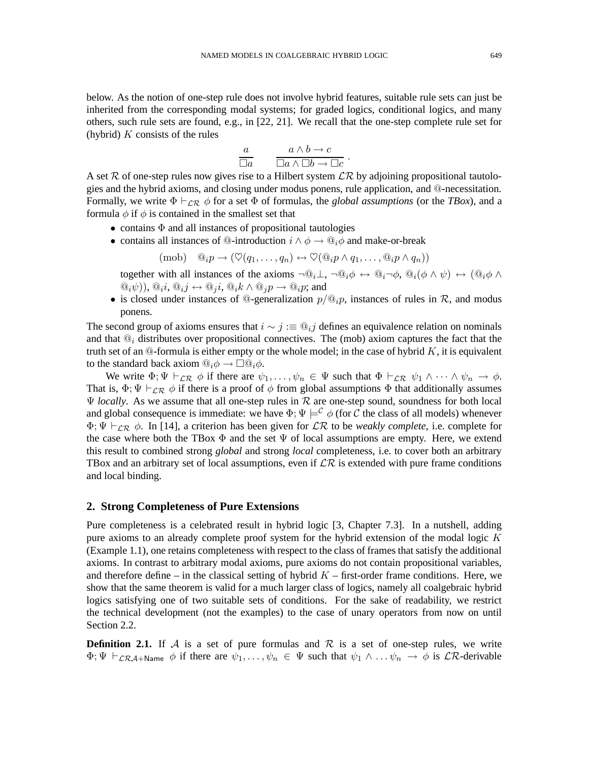below. As the notion of one-step rule does not involve hybrid features, suitable rule sets can just be inherited from the corresponding modal systems; for graded logics, conditional logics, and many others, such rule sets are found, e.g., in [22, 21]. We recall that the one-step complete rule set for (hybrid) $K$ consists of the rules

$$\frac{a}{\Box a} \qquad \frac{a \wedge b \to c}{\Box a \wedge \Box b \to \Box c}\ .$$

A set $\mathcal{R}$ of one-step rules now gives rise to a Hilbert system $\mathcal{LR}$ by adjoining propositional tautologies and the hybrid axioms, and closing under modus ponens, rule application, and @-necessitation. Formally, we write $\Phi \vdash_{\mathcal{LR}} \phi$ for a set $\Phi$ of formulas, the *global assumptions* (or the *TBox*), and a formula $\phi$ if $\phi$ is contained in the smallest set that

- contains $\Phi$ and all instances of propositional tautologies
- contains all instances of @-introduction $i \wedge \phi \to @_i\phi$ and make-or-break

  $$(\mathrm{mob}) \quad @_i p \to (\heartsuit(q_1, \dots, q_n) \leftrightarrow \heartsuit(@_i p \wedge q_1, \dots, @_i p \wedge q_n))$$

  together with all instances of the axioms $\neg @_i \bot$, $\neg @_i \phi \leftrightarrow @_i \neg \phi$, $@_i(\phi \wedge \psi) \leftrightarrow (@_i\phi \wedge @_i\psi))$, $@_i i$, $@_i j \leftrightarrow @_j i$, $@_i k \wedge @_j p \to @_i p$; and
- is closed under instances of @-generalization $p/@_i p$, instances of rules in $\mathcal{R}$, and modus ponens.

The second group of axioms ensures that $i \sim j :\equiv @_i j$ defines an equivalence relation on nominals and that $@_i$ distributes over propositional connectives. The (mob) axiom captures the fact that the truth set of an @-formula is either empty or the whole model; in the case of hybrid $K$, it is equivalent to the standard back axiom $@_i\phi \to \Box @_i \phi$.

We write $\Phi; \Psi \vdash_{\mathcal{LR}} \phi$ if there are $\psi_1, \dots, \psi_n \in \Psi$ such that $\Phi \vdash_{\mathcal{LR}} \psi_1 \wedge \dots \wedge \psi_n \to \phi$. That is, $\Phi; \Psi \vdash_{\mathcal{LR}} \phi$ if there is a proof of $\phi$ from global assumptions $\Phi$ that additionally assumes $\Psi$ *locally*. As we assume that all one-step rules in $\mathcal{R}$ are one-step sound, soundness for both local and global consequence is immediate: we have $\Phi; \Psi \models^{\mathcal{C}} \phi$ (for $\mathcal{C}$ the class of all models) whenever $\Phi; \Psi \vdash_{\mathcal{LR}} \phi$. In [14], a criterion has been given for $\mathcal{LR}$ to be *weakly complete*, i.e. complete for the case where both the TBox $\Phi$ and the set $\Psi$ of local assumptions are empty. Here, we extend this result to combined strong *global* and strong *local* completeness, i.e. to cover both an arbitrary TBox and an arbitrary set of local assumptions, even if $\mathcal{LR}$ is extended with pure frame conditions and local binding.

## 2. Strong Completeness of Pure Extensions

Pure completeness is a celebrated result in hybrid logic [3, Chapter 7.3]. In a nutshell, adding pure axioms to an already complete proof system for the hybrid extension of the modal logic $K$ (Example 1.1), one retains completeness with respect to the class of frames that satisfy the additional axioms. In contrast to arbitrary modal axioms, pure axioms do not contain propositional variables, and therefore define – in the classical setting of hybrid $K$ – first-order frame conditions. Here, we show that the same theorem is valid for a much larger class of logics, namely all coalgebraic hybrid logics satisfying one of two suitable sets of conditions. For the sake of readability, we restrict the technical development (not the examples) to the case of unary operators from now on until Section 2.2.

**Definition 2.1.** If $\mathcal{A}$ is a set of pure formulas and $\mathcal{R}$ is a set of one-step rules, we write $\Phi; \Psi \vdash_{\mathcal{LRA}+\mathsf{Name}} \phi$ if there are $\psi_1, \dots, \psi_n \in \Psi$ such that $\psi_1 \wedge \dots \psi_n \to \phi$ is $\mathcal{LR}$-derivable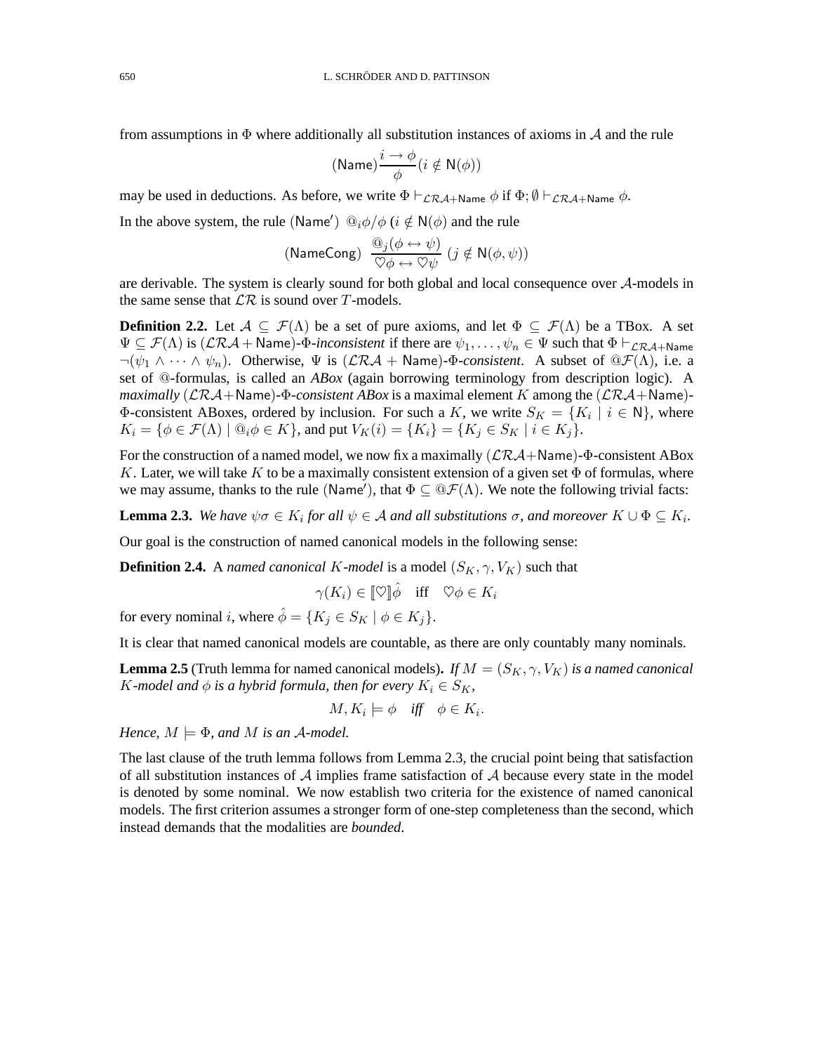from assumptions in $\Phi$ where additionally all substitution instances of axioms in $\mathcal{A}$ and the rule

$$(\mathsf{Name})\frac{i \to \phi}{\phi}(i \notin \mathsf{N}(\phi))$$

may be used in deductions. As before, we write $\Phi \vdash_{\mathcal{LRA}+\mathsf{Name}} \phi$ if $\Phi; \emptyset \vdash_{\mathcal{LRA}+\mathsf{Name}} \phi$.

In the above system, the rule $(\mathsf{Name}')$ $@_i\phi/\phi$ ($i \notin \mathsf{N}(\phi)$ and the rule

$$(\mathsf{NameCong})\ \frac{@_j(\phi \leftrightarrow \psi)}{\heartsuit\phi \leftrightarrow \heartsuit\psi}\ (j \notin \mathsf{N}(\phi, \psi))$$

are derivable. The system is clearly sound for both global and local consequence over $\mathcal{A}$-models in the same sense that $\mathcal{LR}$ is sound over $T$-models.

**Definition 2.2.** Let $\mathcal{A} \subseteq \mathcal{F}(\Lambda)$ be a set of pure axioms, and let $\Phi \subseteq \mathcal{F}(\Lambda)$ be a TBox. A set $\Psi \subseteq \mathcal{F}(\Lambda)$ is $(\mathcal{LRA}+\mathsf{Name})$-$\Phi$-*inconsistent* if there are $\psi_1, \dots, \psi_n \in \Psi$ such that $\Phi \vdash_{\mathcal{LRA}+\mathsf{Name}} \neg(\psi_1 \wedge \cdots \wedge \psi_n)$. Otherwise, $\Psi$ is $(\mathcal{LRA}+\mathsf{Name})$-$\Phi$-*consistent*. A subset of $@\mathcal{F}(\Lambda)$, i.e. a set of $@$-formulas, is called an *ABox* (again borrowing terminology from description logic). A *maximally* $(\mathcal{LRA}+\mathsf{Name})$-$\Phi$-*consistent ABox* is a maximal element $K$ among the $(\mathcal{LRA}+\mathsf{Name})$-$\Phi$-consistent ABoxes, ordered by inclusion. For such a $K$, we write $S_K = \{K_i \mid i \in \mathsf{N}\}$, where $K_i = \{\phi \in \mathcal{F}(\Lambda) \mid @_i\phi \in K\}$, and put $V_K(i) = \{K_i\} = \{K_j \in S_K \mid i \in K_j\}$.

For the construction of a named model, we now fix a maximally $(\mathcal{LRA}+\mathsf{Name})$-$\Phi$-consistent ABox $K$. Later, we will take $K$ to be a maximally consistent extension of a given set $\Phi$ of formulas, where we may assume, thanks to the rule $(\mathsf{Name}')$, that $\Phi \subseteq @\mathcal{F}(\Lambda)$. We note the following trivial facts:

**Lemma 2.3.** *We have $\psi\sigma \in K_i$ for all $\psi \in \mathcal{A}$ and all substitutions $\sigma$, and moreover $K \cup \Phi \subseteq K_i$.*

Our goal is the construction of named canonical models in the following sense:

**Definition 2.4.** A *named canonical $K$-model* is a model $(S_K, \gamma, V_K)$ such that

$$\gamma(K_i) \in [\![\heartsuit]\!]\hat{\phi} \quad \text{iff} \quad \heartsuit\phi \in K_i$$

for every nominal $i$, where $\hat{\phi} = \{K_j \in S_K \mid \phi \in K_j\}$.

It is clear that named canonical models are countable, as there are only countably many nominals.

**Lemma 2.5** (Truth lemma for named canonical models)**.** *If $M = (S_K, \gamma, V_K)$ is a named canonical $K$-model and $\phi$ is a hybrid formula, then for every $K_i \in S_K$,*

$$M, K_i \models \phi \quad \textit{iff} \quad \phi \in K_i.$$

*Hence, $M \models \Phi$, and $M$ is an $\mathcal{A}$-model.*

The last clause of the truth lemma follows from Lemma 2.3, the crucial point being that satisfaction of all substitution instances of $\mathcal{A}$ implies frame satisfaction of $\mathcal{A}$ because every state in the model is denoted by some nominal. We now establish two criteria for the existence of named canonical models. The first criterion assumes a stronger form of one-step completeness than the second, which instead demands that the modalities are *bounded*.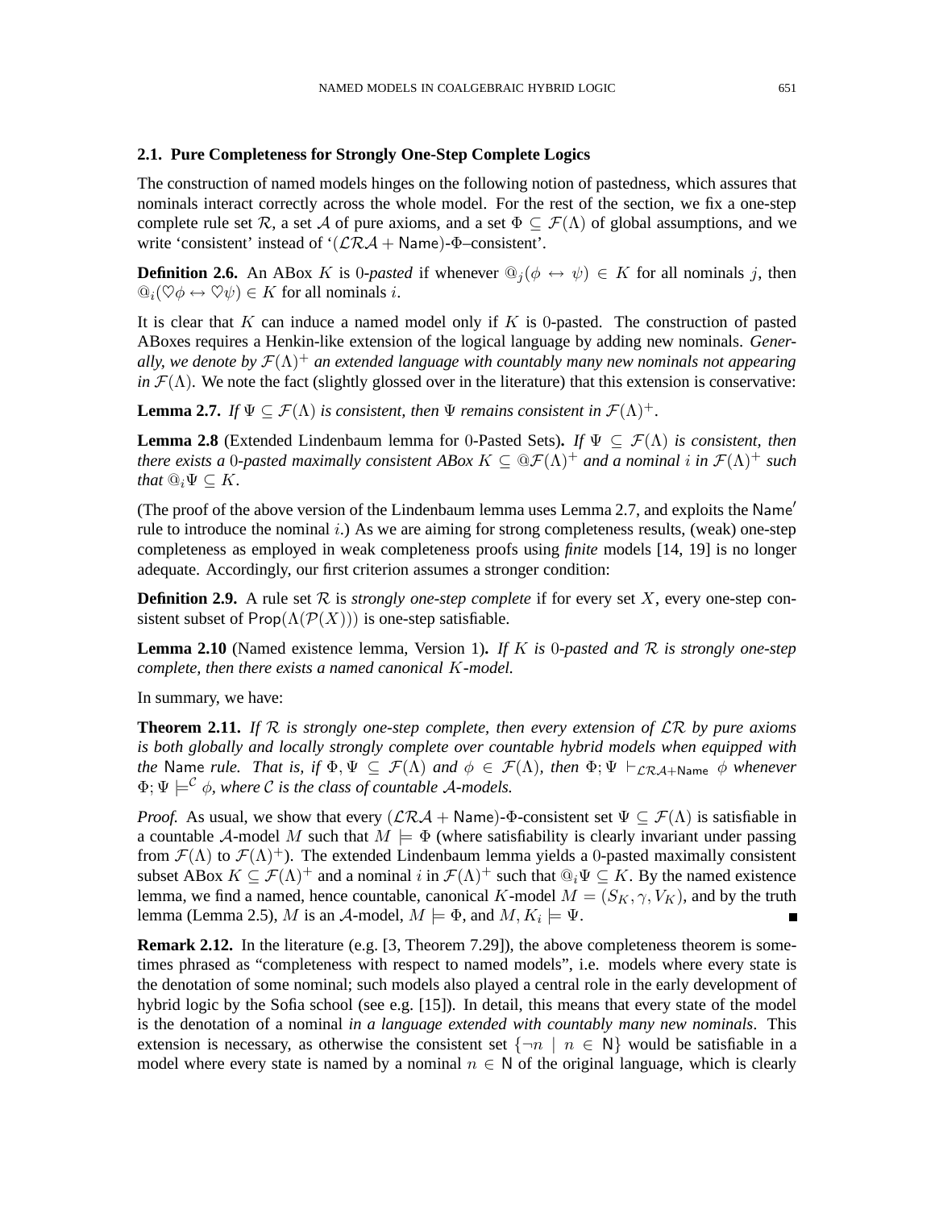### 2.1. Pure Completeness for Strongly One-Step Complete Logics

The construction of named models hinges on the following notion of pastedness, which assures that nominals interact correctly across the whole model. For the rest of the section, we fix a one-step complete rule set $\mathcal{R}$, a set $\mathcal{A}$ of pure axioms, and a set $\Phi \subseteq \mathcal{F}(\Lambda)$ of global assumptions, and we write 'consistent' instead of '$(\mathcal{LRA} + \mathsf{Name})$-$\Phi$–consistent'.

**Definition 2.6.** An ABox $K$ is $0$-*pasted* if whenever $@_j(\phi \leftrightarrow \psi) \in K$ for all nominals $j$, then $@_i(\heartsuit\phi \leftrightarrow \heartsuit\psi) \in K$ for all nominals $i$.

It is clear that $K$ can induce a named model only if $K$ is 0-pasted. The construction of pasted ABoxes requires a Henkin-like extension of the logical language by adding new nominals. *Generally, we denote by $\mathcal{F}(\Lambda)^+$ an extended language with countably many new nominals not appearing in $\mathcal{F}(\Lambda)$.* We note the fact (slightly glossed over in the literature) that this extension is conservative:

**Lemma 2.7.** *If $\Psi \subseteq \mathcal{F}(\Lambda)$ is consistent, then $\Psi$ remains consistent in $\mathcal{F}(\Lambda)^+$.*

**Lemma 2.8** (Extended Lindenbaum lemma for 0-Pasted Sets)**.** *If $\Psi \subseteq \mathcal{F}(\Lambda)$ is consistent, then there exists a $0$-pasted maximally consistent ABox $K \subseteq @\mathcal{F}(\Lambda)^+$ and a nominal $i$ in $\mathcal{F}(\Lambda)^+$ such that $@_i\Psi \subseteq K$.*

(The proof of the above version of the Lindenbaum lemma uses Lemma 2.7, and exploits the $\mathsf{Name}'$ rule to introduce the nominal $i$.) As we are aiming for strong completeness results, (weak) one-step completeness as employed in weak completeness proofs using *finite* models [14, 19] is no longer adequate. Accordingly, our first criterion assumes a stronger condition:

**Definition 2.9.** A rule set $\mathcal{R}$ is *strongly one-step complete* if for every set $X$, every one-step consistent subset of $\mathsf{Prop}(\Lambda(\mathcal{P}(X)))$ is one-step satisfiable.

**Lemma 2.10** (Named existence lemma, Version 1)**.** *If $K$ is $0$-pasted and $\mathcal{R}$ is strongly one-step complete, then there exists a named canonical $K$-model.*

In summary, we have:

**Theorem 2.11.** *If $\mathcal{R}$ is strongly one-step complete, then every extension of $\mathcal{LR}$ by pure axioms is both globally and locally strongly complete over countable hybrid models when equipped with the $\mathsf{Name}$ rule. That is, if $\Phi, \Psi \subseteq \mathcal{F}(\Lambda)$ and $\phi \in \mathcal{F}(\Lambda)$, then $\Phi; \Psi \vdash_{\mathcal{LRA}+\mathsf{Name}} \phi$ whenever $\Phi; \Psi \models^{\mathcal{C}} \phi$, where $\mathcal{C}$ is the class of countable $\mathcal{A}$-models.*

*Proof.* As usual, we show that every $(\mathcal{LRA} + \mathsf{Name})$-$\Phi$-consistent set $\Psi \subseteq \mathcal{F}(\Lambda)$ is satisfiable in a countable $\mathcal{A}$-model $M$ such that $M \models \Phi$ (where satisfiability is clearly invariant under passing from $\mathcal{F}(\Lambda)$ to $\mathcal{F}(\Lambda)^+$). The extended Lindenbaum lemma yields a 0-pasted maximally consistent subset ABox $K \subseteq \mathcal{F}(\Lambda)^+$ and a nominal $i$ in $\mathcal{F}(\Lambda)^+$ such that $@_i\Psi \subseteq K$. By the named existence lemma, we find a named, hence countable, canonical $K$-model $M = (S_K, \gamma, V_K)$, and by the truth lemma (Lemma 2.5), $M$ is an $\mathcal{A}$-model, $M \models \Phi$, and $M, K_i \models \Psi$. ∎

**Remark 2.12.** In the literature (e.g. [3, Theorem 7.29]), the above completeness theorem is sometimes phrased as "completeness with respect to named models", i.e. models where every state is the denotation of some nominal; such models also played a central role in the early development of hybrid logic by the Sofia school (see e.g. [15]). In detail, this means that every state of the model is the denotation of a nominal *in a language extended with countably many new nominals*. This extension is necessary, as otherwise the consistent set $\{\neg n \mid n \in \mathsf{N}\}$ would be satisfiable in a model where every state is named by a nominal $n \in \mathsf{N}$ of the original language, which is clearly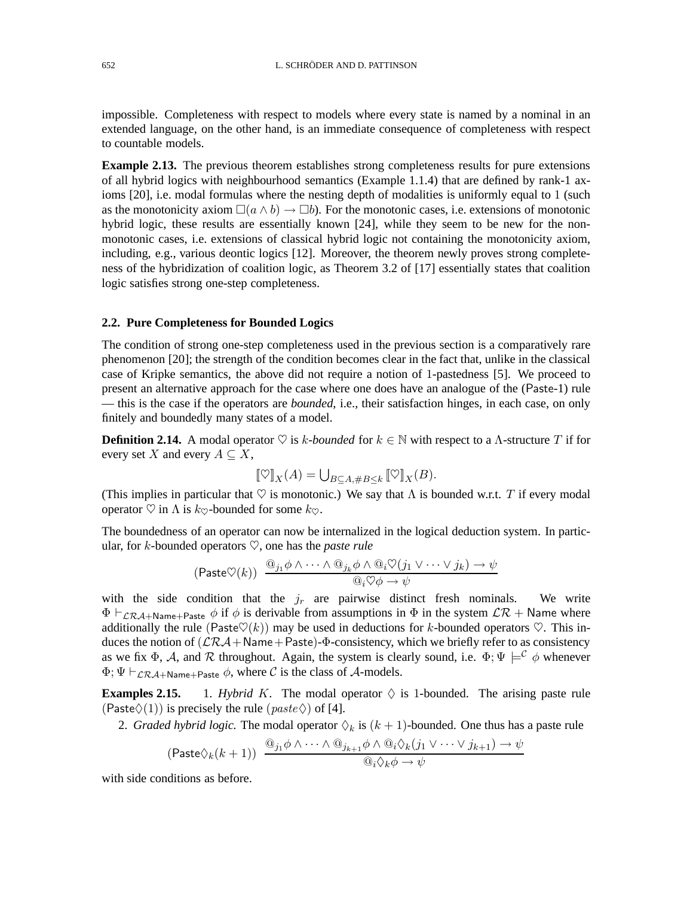impossible. Completeness with respect to models where every state is named by a nominal in an extended language, on the other hand, is an immediate consequence of completeness with respect to countable models.

**Example 2.13.** The previous theorem establishes strong completeness results for pure extensions of all hybrid logics with neighbourhood semantics (Example 1.1.4) that are defined by rank-1 axioms [20], i.e. modal formulas where the nesting depth of modalities is uniformly equal to 1 (such as the monotonicity axiom $\Box(a \wedge b) \rightarrow \Box b$). For the monotonic cases, i.e. extensions of monotonic hybrid logic, these results are essentially known [24], while they seem to be new for the non-monotonic cases, i.e. extensions of classical hybrid logic not containing the monotonicity axiom, including, e.g., various deontic logics [12]. Moreover, the theorem newly proves strong completeness of the hybridization of coalition logic, as Theorem 3.2 of [17] essentially states that coalition logic satisfies strong one-step completeness.

### 2.2. Pure Completeness for Bounded Logics

The condition of strong one-step completeness used in the previous section is a comparatively rare phenomenon [20]; the strength of the condition becomes clear in the fact that, unlike in the classical case of Kripke semantics, the above did not require a notion of 1-pastedness [5]. We proceed to present an alternative approach for the case where one does have an analogue of the (Paste-1) rule — this is the case if the operators are *bounded*, i.e., their satisfaction hinges, in each case, on only finitely and boundedly many states of a model.

**Definition 2.14.** A modal operator $\heartsuit$ is *$k$-bounded* for $k \in \mathbb{N}$ with respect to a $\Lambda$-structure $T$ if for every set $X$ and every $A \subseteq X$,

$$[\![\heartsuit]\!]_X(A) = \textstyle\bigcup_{B \subseteq A, \#B \leq k} [\![\heartsuit]\!]_X(B).$$

(This implies in particular that $\heartsuit$ is monotonic.) We say that $\Lambda$ is bounded w.r.t. $T$ if every modal operator $\heartsuit$ in $\Lambda$ is $k_\heartsuit$-bounded for some $k_\heartsuit$.

The boundedness of an operator can now be internalized in the logical deduction system. In particular, for $k$-bounded operators $\heartsuit$, one has the *paste rule*

$$(\mathsf{Paste}\heartsuit(k)) \;\; \frac{@_{j_1}\phi \wedge \cdots \wedge @_{j_k}\phi \wedge @_i\heartsuit(j_1 \vee \cdots \vee j_k) \rightarrow \psi}{@_i\heartsuit\phi \rightarrow \psi}$$

with the side condition that the $j_r$ are pairwise distinct fresh nominals. We write $\Phi \vdash_{\mathcal{LRA}+\mathsf{Name}+\mathsf{Paste}} \phi$ if $\phi$ is derivable from assumptions in $\Phi$ in the system $\mathcal{LR}+\mathsf{Name}$ where additionally the rule $(\mathsf{Paste}\heartsuit(k))$ may be used in deductions for $k$-bounded operators $\heartsuit$. This induces the notion of $(\mathcal{LRA}+\mathsf{Name}+\mathsf{Paste})$-$\Phi$-consistency, which we briefly refer to as consistency as we fix $\Phi$, $\mathcal{A}$, and $\mathcal{R}$ throughout. Again, the system is clearly sound, i.e. $\Phi; \Psi \models^{\mathcal{C}} \phi$ whenever $\Phi; \Psi \vdash_{\mathcal{LRA}+\mathsf{Name}+\mathsf{Paste}} \phi$, where $\mathcal{C}$ is the class of $\mathcal{A}$-models.

**Examples 2.15.**

1. *Hybrid $K$.* The modal operator $\Diamond$ is 1-bounded. The arising paste rule $(\mathsf{Paste}\Diamond(1))$ is precisely the rule $(paste\Diamond)$ of [4].
2. *Graded hybrid logic.* The modal operator $\Diamond_k$ is $(k+1)$-bounded. One thus has a paste rule

$$(\mathsf{Paste}\Diamond_k(k+1)) \;\; \frac{@_{j_1}\phi \wedge \cdots \wedge @_{j_{k+1}}\phi \wedge @_i\Diamond_k(j_1 \vee \cdots \vee j_{k+1}) \rightarrow \psi}{@_i\Diamond_k\phi \rightarrow \psi}$$

with side conditions as before.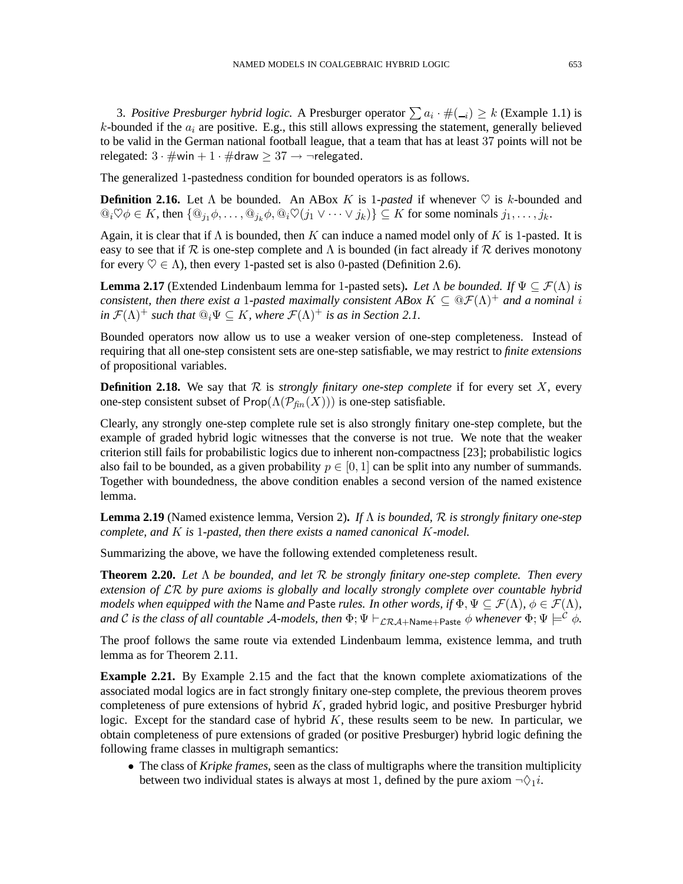3. *Positive Presburger hybrid logic.* A Presburger operator $\sum a_i \cdot \#(\_{i}) \geq k$ (Example 1.1) is $k$-bounded if the $a_i$ are positive. E.g., this still allows expressing the statement, generally believed to be valid in the German national football league, that a team that has at least 37 points will not be relegated: $3 \cdot \#\mathsf{win} + 1 \cdot \#\mathsf{draw} \geq 37 \rightarrow \neg\mathsf{relegated}$.

The generalized 1-pastedness condition for bounded operators is as follows.

**Definition 2.16.** Let $\Lambda$ be bounded. An ABox $K$ is 1-*pasted* if whenever $\heartsuit$ is $k$-bounded and $@_i\heartsuit\phi \in K$, then $\{@_{j_1}\phi, \dots, @_{j_k}\phi, @_i\heartsuit(j_1 \vee \cdots \vee j_k)\} \subseteq K$ for some nominals $j_1, \dots, j_k$.

Again, it is clear that if $\Lambda$ is bounded, then $K$ can induce a named model only of $K$ is 1-pasted. It is easy to see that if $\mathcal{R}$ is one-step complete and $\Lambda$ is bounded (in fact already if $\mathcal{R}$ derives monotony for every $\heartsuit \in \Lambda$), then every 1-pasted set is also 0-pasted (Definition 2.6).

**Lemma 2.17** (Extended Lindenbaum lemma for 1-pasted sets)**.** *Let $\Lambda$ be bounded. If $\Psi \subseteq \mathcal{F}(\Lambda)$ is consistent, then there exist a 1-pasted maximally consistent ABox $K \subseteq @\mathcal{F}(\Lambda)^+$ and a nominal $i$ in $\mathcal{F}(\Lambda)^+$ such that $@_i\Psi \subseteq K$, where $\mathcal{F}(\Lambda)^+$ is as in Section 2.1.*

Bounded operators now allow us to use a weaker version of one-step completeness. Instead of requiring that all one-step consistent sets are one-step satisfiable, we may restrict to *finite extensions* of propositional variables.

**Definition 2.18.** We say that $\mathcal{R}$ is *strongly finitary one-step complete* if for every set $X$, every one-step consistent subset of $\mathsf{Prop}(\Lambda(\mathcal{P}_{fin}(X)))$ is one-step satisfiable.

Clearly, any strongly one-step complete rule set is also strongly finitary one-step complete, but the example of graded hybrid logic witnesses that the converse is not true. We note that the weaker criterion still fails for probabilistic logics due to inherent non-compactness [23]; probabilistic logics also fail to be bounded, as a given probability $p \in [0, 1]$ can be split into any number of summands. Together with boundedness, the above condition enables a second version of the named existence lemma.

**Lemma 2.19** (Named existence lemma, Version 2)**.** *If $\Lambda$ is bounded, $\mathcal{R}$ is strongly finitary one-step complete, and $K$ is 1-pasted, then there exists a named canonical $K$-model.*

Summarizing the above, we have the following extended completeness result.

**Theorem 2.20.** *Let $\Lambda$ be bounded, and let $\mathcal{R}$ be strongly finitary one-step complete. Then every extension of $\mathcal{LR}$ by pure axioms is globally and locally strongly complete over countable hybrid models when equipped with the* $\mathsf{Name}$ *and* $\mathsf{Paste}$ *rules. In other words, if $\Phi, \Psi \subseteq \mathcal{F}(\Lambda)$, $\phi \in \mathcal{F}(\Lambda)$, and $\mathcal{C}$ is the class of all countable $\mathcal{A}$-models, then $\Phi; \Psi \vdash_{\mathcal{LRA}+\mathsf{Name}+\mathsf{Paste}} \phi$ whenever $\Phi; \Psi \models^{\mathcal{C}} \phi$.*

The proof follows the same route via extended Lindenbaum lemma, existence lemma, and truth lemma as for Theorem 2.11.

**Example 2.21.** By Example 2.15 and the fact that the known complete axiomatizations of the associated modal logics are in fact strongly finitary one-step complete, the previous theorem proves completeness of pure extensions of hybrid $K$, graded hybrid logic, and positive Presburger hybrid logic. Except for the standard case of hybrid $K$, these results seem to be new. In particular, we obtain completeness of pure extensions of graded (or positive Presburger) hybrid logic defining the following frame classes in multigraph semantics:

- The class of *Kripke frames*, seen as the class of multigraphs where the transition multiplicity between two individual states is always at most 1, defined by the pure axiom $\neg\Diamond_1 i$.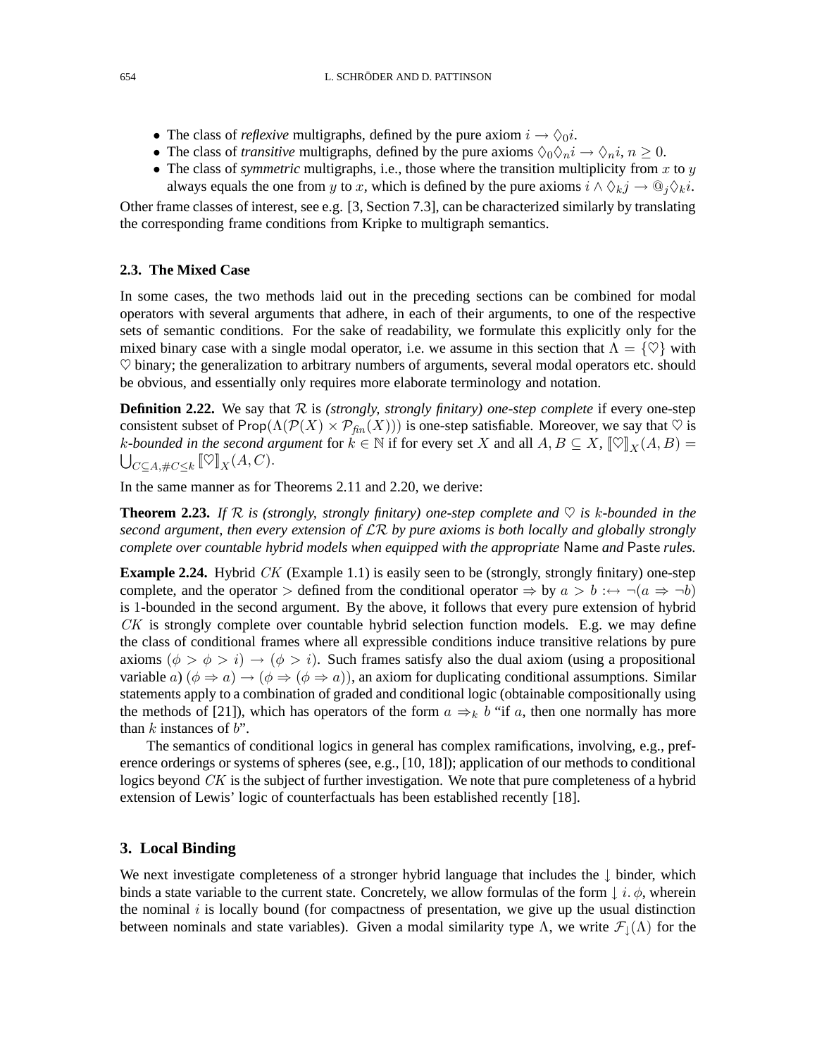- The class of *reflexive* multigraphs, defined by the pure axiom $i \to \Diamond_0 i$.
- The class of *transitive* multigraphs, defined by the pure axioms $\Diamond_0\Diamond_n i \to \Diamond_n i$, $n \geq 0$.
- The class of *symmetric* multigraphs, i.e., those where the transition multiplicity from $x$ to $y$ always equals the one from $y$ to $x$, which is defined by the pure axioms $i \wedge \Diamond_k j \to @_j \Diamond_k i$.

Other frame classes of interest, see e.g. [3, Section 7.3], can be characterized similarly by translating the corresponding frame conditions from Kripke to multigraph semantics.

### 2.3. The Mixed Case

In some cases, the two methods laid out in the preceding sections can be combined for modal operators with several arguments that adhere, in each of their arguments, to one of the respective sets of semantic conditions. For the sake of readability, we formulate this explicitly only for the mixed binary case with a single modal operator, i.e. we assume in this section that $\Lambda = \{\heartsuit\}$ with $\heartsuit$ binary; the generalization to arbitrary numbers of arguments, several modal operators etc. should be obvious, and essentially only requires more elaborate terminology and notation.

**Definition 2.22.** We say that $\mathcal{R}$ is *(strongly, strongly finitary) one-step complete* if every one-step consistent subset of $\mathsf{Prop}(\Lambda(\mathcal{P}(X) \times \mathcal{P}_{fin}(X)))$ is one-step satisfiable. Moreover, we say that $\heartsuit$ is $k$*-bounded in the second argument* for $k \in \mathbb{N}$ if for every set $X$ and all $A, B \subseteq X$, $[\![\heartsuit]\!]_X(A, B) = \bigcup_{C \subseteq A, \#C \leq k} [\![\heartsuit]\!]_X(A, C)$.

In the same manner as for Theorems 2.11 and 2.20, we derive:

**Theorem 2.23.** *If $\mathcal{R}$ is (strongly, strongly finitary) one-step complete and $\heartsuit$ is $k$-bounded in the second argument, then every extension of $\mathcal{LR}$ by pure axioms is both locally and globally strongly complete over countable hybrid models when equipped with the appropriate* Name *and* Paste *rules.*

**Example 2.24.** Hybrid $CK$ (Example 1.1) is easily seen to be (strongly, strongly finitary) one-step complete, and the operator $>$ defined from the conditional operator $\Rightarrow$ by $a > b :\leftrightarrow \neg(a \Rightarrow \neg b)$ is 1-bounded in the second argument. By the above, it follows that every pure extension of hybrid $CK$ is strongly complete over countable hybrid selection function models. E.g. we may define the class of conditional frames where all expressible conditions induce transitive relations by pure axioms $(\phi > \phi > i) \to (\phi > i)$. Such frames satisfy also the dual axiom (using a propositional variable $a$) $(\phi \Rightarrow a) \to (\phi \Rightarrow (\phi \Rightarrow a))$, an axiom for duplicating conditional assumptions. Similar statements apply to a combination of graded and conditional logic (obtainable compositionally using the methods of [21]), which has operators of the form $a \Rightarrow_k b$ "if $a$, then one normally has more than $k$ instances of $b$".

The semantics of conditional logics in general has complex ramifications, involving, e.g., preference orderings or systems of spheres (see, e.g., [10, 18]); application of our methods to conditional logics beyond $CK$ is the subject of further investigation. We note that pure completeness of a hybrid extension of Lewis' logic of counterfactuals has been established recently [18].

## 3. Local Binding

We next investigate completeness of a stronger hybrid language that includes the $\downarrow$ binder, which binds a state variable to the current state. Concretely, we allow formulas of the form $\downarrow i.\, \phi$, wherein the nominal $i$ is locally bound (for compactness of presentation, we give up the usual distinction between nominals and state variables). Given a modal similarity type $\Lambda$, we write $\mathcal{F}_\downarrow(\Lambda)$ for the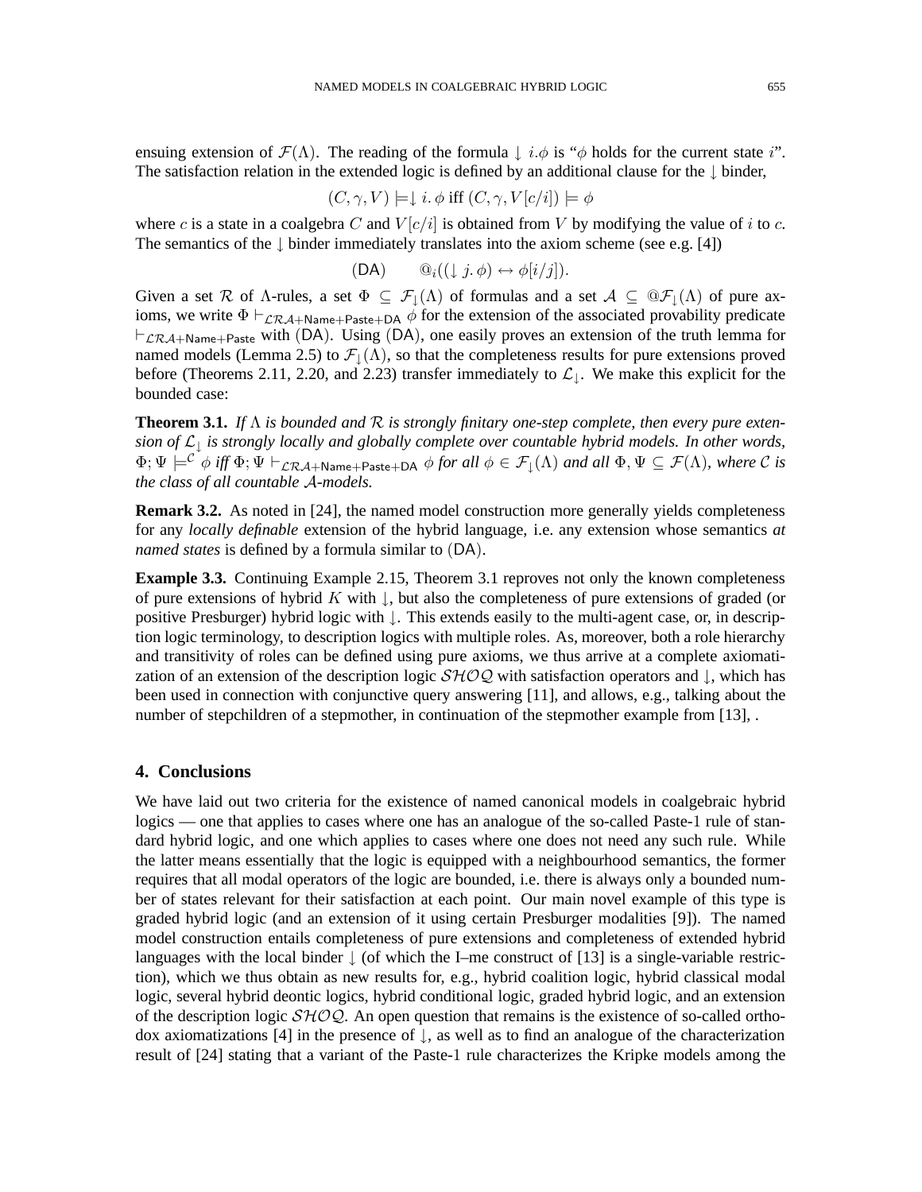ensuing extension of $\mathcal{F}(\Lambda)$. The reading of the formula $\downarrow i.\phi$ is "$\phi$ holds for the current state $i$". The satisfaction relation in the extended logic is defined by an additional clause for the $\downarrow$ binder,

$$(C, \gamma, V) \models \downarrow i.\, \phi \text{ iff } (C, \gamma, V[c/i]) \models \phi$$

where $c$ is a state in a coalgebra $C$ and $V[c/i]$ is obtained from $V$ by modifying the value of $i$ to $c$. The semantics of the $\downarrow$ binder immediately translates into the axiom scheme (see e.g. [4])

$$(\mathsf{DA}) \qquad @_i((\downarrow j.\, \phi) \leftrightarrow \phi[i/j]).$$

Given a set $\mathcal{R}$ of $\Lambda$-rules, a set $\Phi \subseteq \mathcal{F}_\downarrow(\Lambda)$ of formulas and a set $\mathcal{A} \subseteq @\mathcal{F}_\downarrow(\Lambda)$ of pure axioms, we write $\Phi \vdash_{\mathcal{LRA}+\mathsf{Name}+\mathsf{Paste}+\mathsf{DA}} \phi$ for the extension of the associated provability predicate $\vdash_{\mathcal{LRA}+\mathsf{Name}+\mathsf{Paste}}$ with $(\mathsf{DA})$. Using $(\mathsf{DA})$, one easily proves an extension of the truth lemma for named models (Lemma 2.5) to $\mathcal{F}_\downarrow(\Lambda)$, so that the completeness results for pure extensions proved before (Theorems 2.11, 2.20, and 2.23) transfer immediately to $\mathcal{L}_\downarrow$. We make this explicit for the bounded case:

**Theorem 3.1.** *If $\Lambda$ is bounded and $\mathcal{R}$ is strongly finitary one-step complete, then every pure extension of $\mathcal{L}_\downarrow$ is strongly locally and globally complete over countable hybrid models. In other words, $\Phi; \Psi \models^{\mathcal{C}} \phi$ iff $\Phi; \Psi \vdash_{\mathcal{LRA}+\mathsf{Name}+\mathsf{Paste}+\mathsf{DA}} \phi$ for all $\phi \in \mathcal{F}_\downarrow(\Lambda)$ and all $\Phi, \Psi \subseteq \mathcal{F}(\Lambda)$, where $\mathcal{C}$ is the class of all countable $\mathcal{A}$-models.*

**Remark 3.2.** As noted in [24], the named model construction more generally yields completeness for any *locally definable* extension of the hybrid language, i.e. any extension whose semantics *at named states* is defined by a formula similar to $(\mathsf{DA})$.

**Example 3.3.** Continuing Example 2.15, Theorem 3.1 reproves not only the known completeness of pure extensions of hybrid $K$ with $\downarrow$, but also the completeness of pure extensions of graded (or positive Presburger) hybrid logic with $\downarrow$. This extends easily to the multi-agent case, or, in description logic terminology, to description logics with multiple roles. As, moreover, both a role hierarchy and transitivity of roles can be defined using pure axioms, we thus arrive at a complete axiomatization of an extension of the description logic $\mathcal{SHOQ}$ with satisfaction operators and $\downarrow$, which has been used in connection with conjunctive query answering [11], and allows, e.g., talking about the number of stepchildren of a stepmother, in continuation of the stepmother example from [13], .

## 4. Conclusions

We have laid out two criteria for the existence of named canonical models in coalgebraic hybrid logics — one that applies to cases where one has an analogue of the so-called Paste-1 rule of standard hybrid logic, and one which applies to cases where one does not need any such rule. While the latter means essentially that the logic is equipped with a neighbourhood semantics, the former requires that all modal operators of the logic are bounded, i.e. there is always only a bounded number of states relevant for their satisfaction at each point. Our main novel example of this type is graded hybrid logic (and an extension of it using certain Presburger modalities [9]). The named model construction entails completeness of pure extensions and completeness of extended hybrid languages with the local binder $\downarrow$ (of which the I–me construct of [13] is a single-variable restriction), which we thus obtain as new results for, e.g., hybrid coalition logic, hybrid classical modal logic, several hybrid deontic logics, hybrid conditional logic, graded hybrid logic, and an extension of the description logic $\mathcal{SHOQ}$. An open question that remains is the existence of so-called orthodox axiomatizations [4] in the presence of $\downarrow$, as well as to find an analogue of the characterization result of [24] stating that a variant of the Paste-1 rule characterizes the Kripke models among the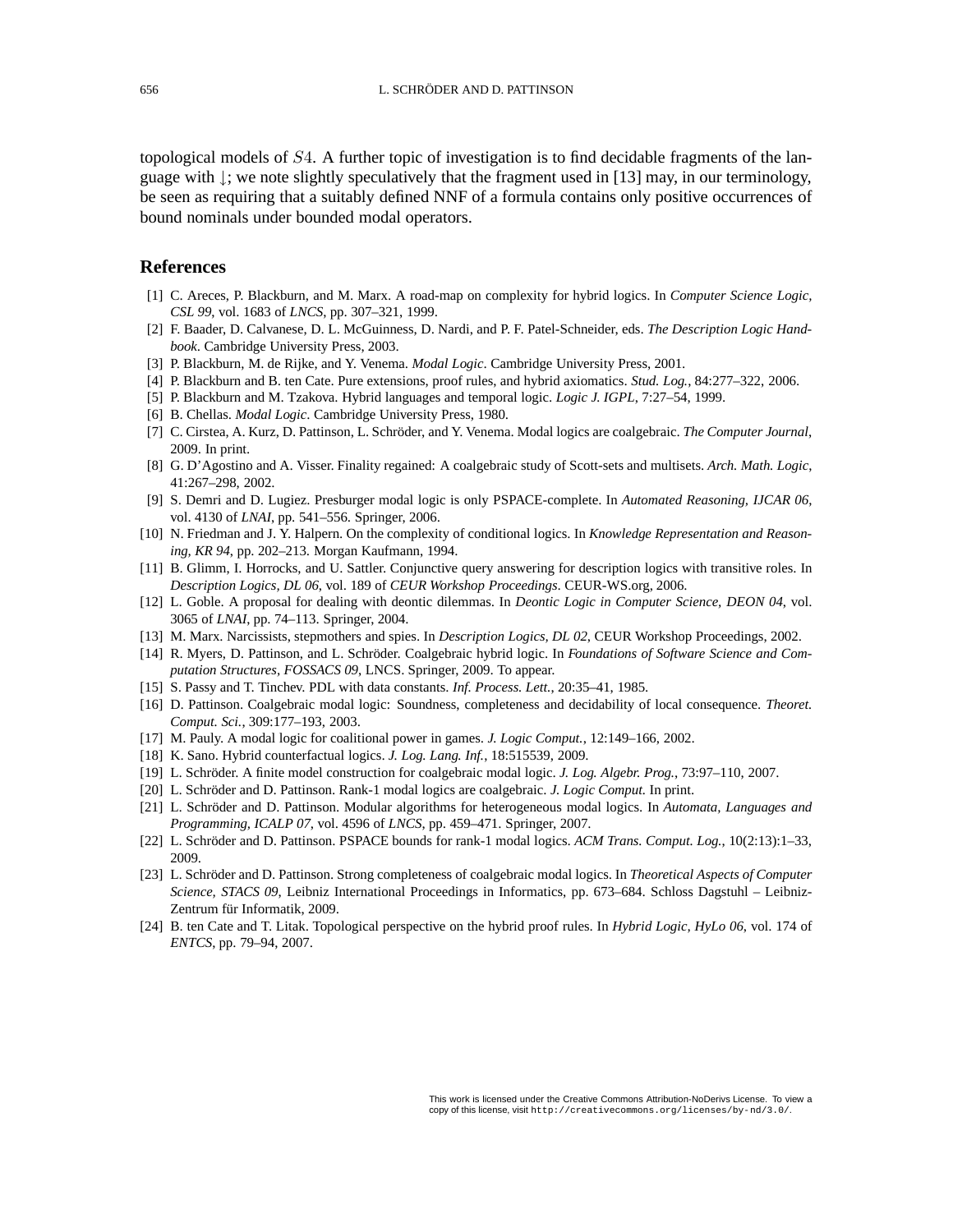topological models of $S4$. A further topic of investigation is to find decidable fragments of the language with $\downarrow$; we note slightly speculatively that the fragment used in [13] may, in our terminology, be seen as requiring that a suitably defined NNF of a formula contains only positive occurrences of bound nominals under bounded modal operators.

## References

[1] C. Areces, P. Blackburn, and M. Marx. A road-map on complexity for hybrid logics. In *Computer Science Logic, CSL 99*, vol. 1683 of *LNCS*, pp. 307–321, 1999.

[2] F. Baader, D. Calvanese, D. L. McGuinness, D. Nardi, and P. F. Patel-Schneider, eds. *The Description Logic Handbook*. Cambridge University Press, 2003.

[3] P. Blackburn, M. de Rijke, and Y. Venema. *Modal Logic*. Cambridge University Press, 2001.

[4] P. Blackburn and B. ten Cate. Pure extensions, proof rules, and hybrid axiomatics. *Stud. Log.*, 84:277–322, 2006.

[5] P. Blackburn and M. Tzakova. Hybrid languages and temporal logic. *Logic J. IGPL*, 7:27–54, 1999.

[6] B. Chellas. *Modal Logic*. Cambridge University Press, 1980.

[7] C. Cirstea, A. Kurz, D. Pattinson, L. Schröder, and Y. Venema. Modal logics are coalgebraic. *The Computer Journal*, 2009. In print.

[8] G. D'Agostino and A. Visser. Finality regained: A coalgebraic study of Scott-sets and multisets. *Arch. Math. Logic*, 41:267–298, 2002.

[9] S. Demri and D. Lugiez. Presburger modal logic is only PSPACE-complete. In *Automated Reasoning, IJCAR 06*, vol. 4130 of *LNAI*, pp. 541–556. Springer, 2006.

[10] N. Friedman and J. Y. Halpern. On the complexity of conditional logics. In *Knowledge Representation and Reasoning, KR 94*, pp. 202–213. Morgan Kaufmann, 1994.

[11] B. Glimm, I. Horrocks, and U. Sattler. Conjunctive query answering for description logics with transitive roles. In *Description Logics, DL 06*, vol. 189 of *CEUR Workshop Proceedings*. CEUR-WS.org, 2006.

[12] L. Goble. A proposal for dealing with deontic dilemmas. In *Deontic Logic in Computer Science, DEON 04*, vol. 3065 of *LNAI*, pp. 74–113. Springer, 2004.

[13] M. Marx. Narcissists, stepmothers and spies. In *Description Logics, DL 02*, CEUR Workshop Proceedings, 2002.

[14] R. Myers, D. Pattinson, and L. Schröder. Coalgebraic hybrid logic. In *Foundations of Software Science and Computation Structures, FOSSACS 09*, LNCS. Springer, 2009. To appear.

[15] S. Passy and T. Tinchev. PDL with data constants. *Inf. Process. Lett.*, 20:35–41, 1985.

[16] D. Pattinson. Coalgebraic modal logic: Soundness, completeness and decidability of local consequence. *Theoret. Comput. Sci.*, 309:177–193, 2003.

[17] M. Pauly. A modal logic for coalitional power in games. *J. Logic Comput.*, 12:149–166, 2002.

[18] K. Sano. Hybrid counterfactual logics. *J. Log. Lang. Inf.*, 18:515539, 2009.

[19] L. Schröder. A finite model construction for coalgebraic modal logic. *J. Log. Algebr. Prog.*, 73:97–110, 2007.

[20] L. Schröder and D. Pattinson. Rank-1 modal logics are coalgebraic. *J. Logic Comput.* In print.

[21] L. Schröder and D. Pattinson. Modular algorithms for heterogeneous modal logics. In *Automata, Languages and Programming, ICALP 07*, vol. 4596 of *LNCS*, pp. 459–471. Springer, 2007.

[22] L. Schröder and D. Pattinson. PSPACE bounds for rank-1 modal logics. *ACM Trans. Comput. Log.*, 10(2:13):1–33, 2009.

[23] L. Schröder and D. Pattinson. Strong completeness of coalgebraic modal logics. In *Theoretical Aspects of Computer Science, STACS 09*, Leibniz International Proceedings in Informatics, pp. 673–684. Schloss Dagstuhl – Leibniz-Zentrum für Informatik, 2009.

[24] B. ten Cate and T. Litak. Topological perspective on the hybrid proof rules. In *Hybrid Logic, HyLo 06*, vol. 174 of *ENTCS*, pp. 79–94, 2007.

This work is licensed under the Creative Commons Attribution-NoDerivs License. To view a copy of this license, visit http://creativecommons.org/licenses/by-nd/3.0/.